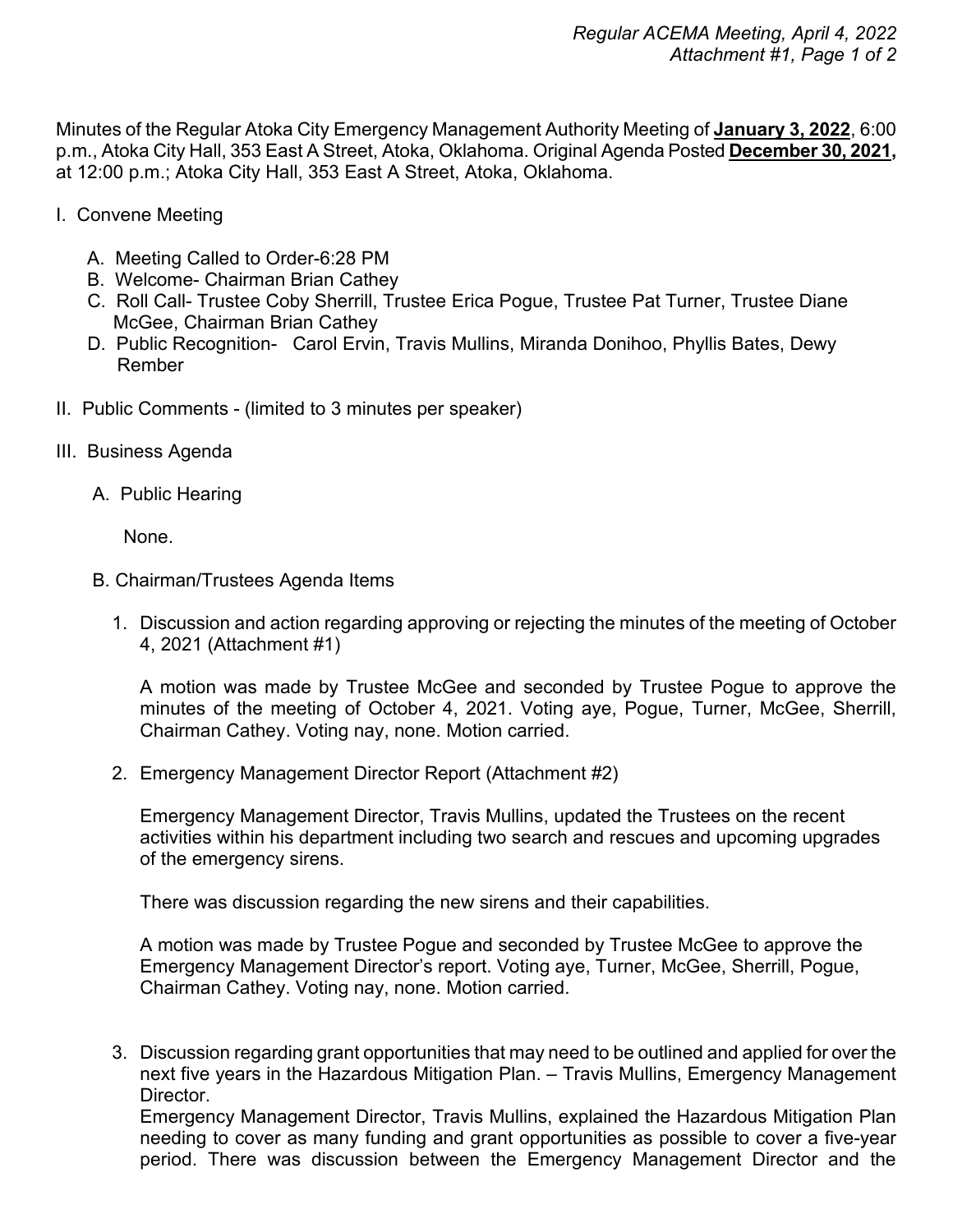Minutes of the Regular Atoka City Emergency Management Authority Meeting of **January 3, 2022**, 6:00 p.m., Atoka City Hall, 353 East A Street, Atoka, Oklahoma. Original Agenda Posted **December 30, 2021,** at 12:00 p.m.; Atoka City Hall, 353 East A Street, Atoka, Oklahoma.

I. Convene Meeting

   A. Meeting Called to Order-6:28 PM
   B. Welcome- Chairman Brian Cathey
   C. Roll Call- Trustee Coby Sherrill, Trustee Erica Pogue, Trustee Pat Turner, Trustee Diane McGee, Chairman Brian Cathey
   D. Public Recognition- Carol Ervin, Travis Mullins, Miranda Donihoo, Phyllis Bates, Dewy Rember

II. Public Comments - (limited to 3 minutes per speaker)

III. Business Agenda

   A. Public Hearing

      None.

   B. Chairman/Trustees Agenda Items

      1. Discussion and action regarding approving or rejecting the minutes of the meeting of October 4, 2021 (Attachment #1)

         A motion was made by Trustee McGee and seconded by Trustee Pogue to approve the minutes of the meeting of October 4, 2021. Voting aye, Pogue, Turner, McGee, Sherrill, Chairman Cathey. Voting nay, none. Motion carried.

      2. Emergency Management Director Report (Attachment #2)

         Emergency Management Director, Travis Mullins, updated the Trustees on the recent activities within his department including two search and rescues and upcoming upgrades of the emergency sirens.

         There was discussion regarding the new sirens and their capabilities.

         A motion was made by Trustee Pogue and seconded by Trustee McGee to approve the Emergency Management Director's report. Voting aye, Turner, McGee, Sherrill, Pogue, Chairman Cathey. Voting nay, none. Motion carried.

      3. Discussion regarding grant opportunities that may need to be outlined and applied for over the next five years in the Hazardous Mitigation Plan. – Travis Mullins, Emergency Management Director.
         Emergency Management Director, Travis Mullins, explained the Hazardous Mitigation Plan needing to cover as many funding and grant opportunities as possible to cover a five-year period. There was discussion between the Emergency Management Director and the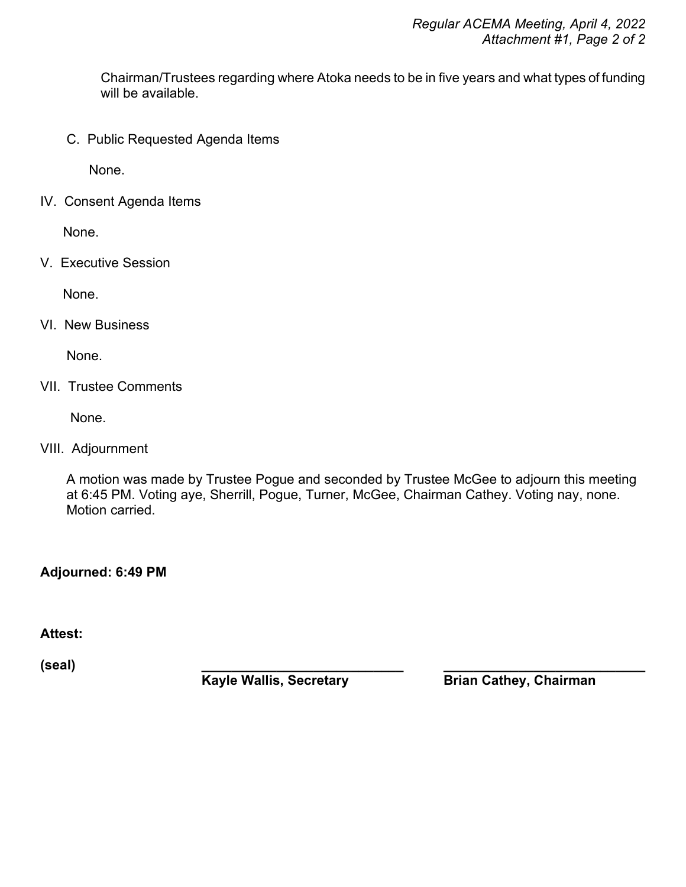Chairman/Trustees regarding where Atoka needs to be in five years and what types of funding will be available.

C. Public Requested Agenda Items

None.

IV. Consent Agenda Items

None.

V. Executive Session

None.

VI. New Business

None.

VII. Trustee Comments

None.

VIII. Adjournment

A motion was made by Trustee Pogue and seconded by Trustee McGee to adjourn this meeting at 6:45 PM. Voting aye, Sherrill, Pogue, Turner, McGee, Chairman Cathey. Voting nay, none. Motion carried.

**Adjourned: 6:49 PM**

**Attest:**

**(seal)**

_____________________________ **Kayle Wallis, Secretary**

_____________________________ **Brian Cathey, Chairman**